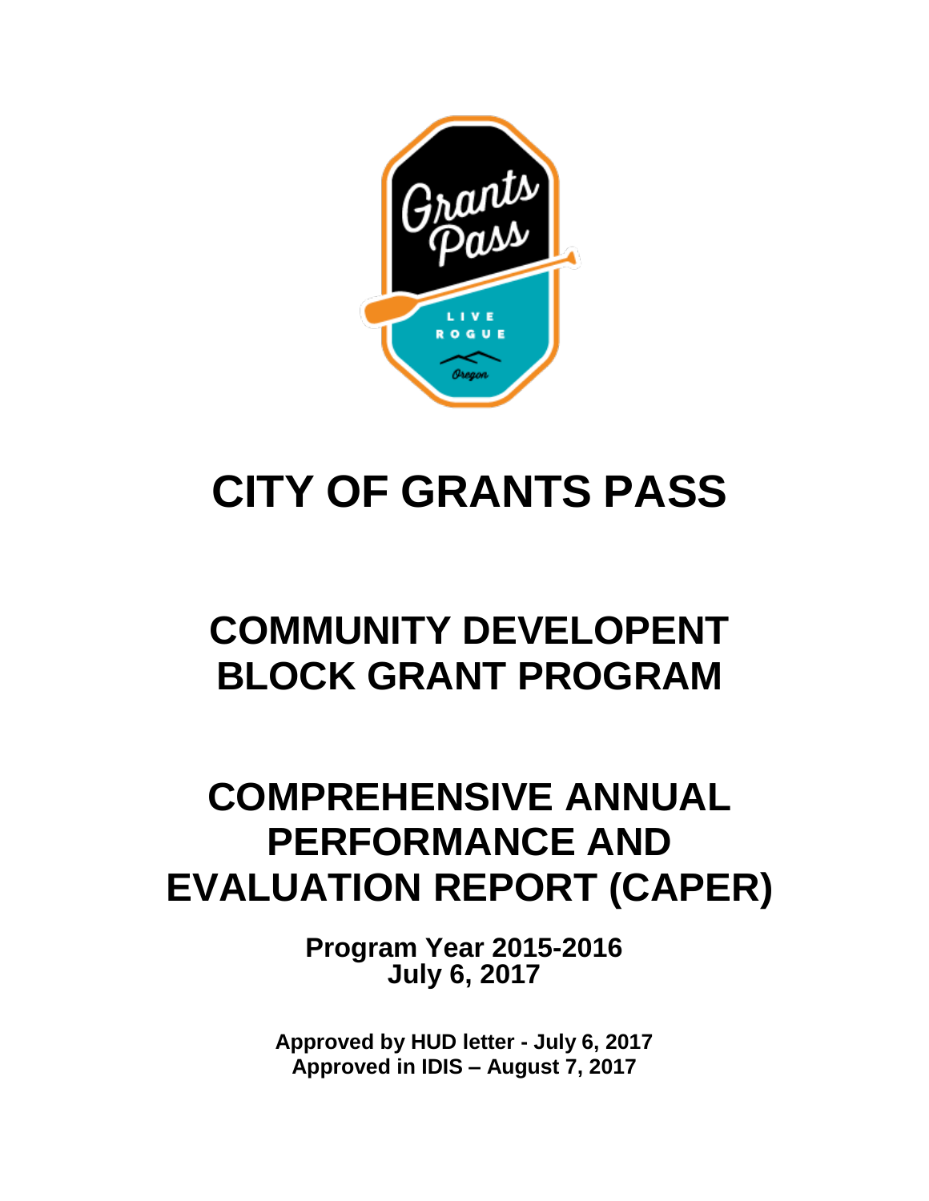# CITY OF GRANTS PASS

# COMMUNITY DEVELOPENT BLOCK GRANT PROGRAM

# COMPREHENSIVE ANNUAL PERFORMANCE AND EVALUATION REPORT (CAPER)

**Program Year 2015-2016**
**July 6, 2017**

**Approved by HUD letter - July 6, 2017**
**Approved in IDIS – August 7, 2017**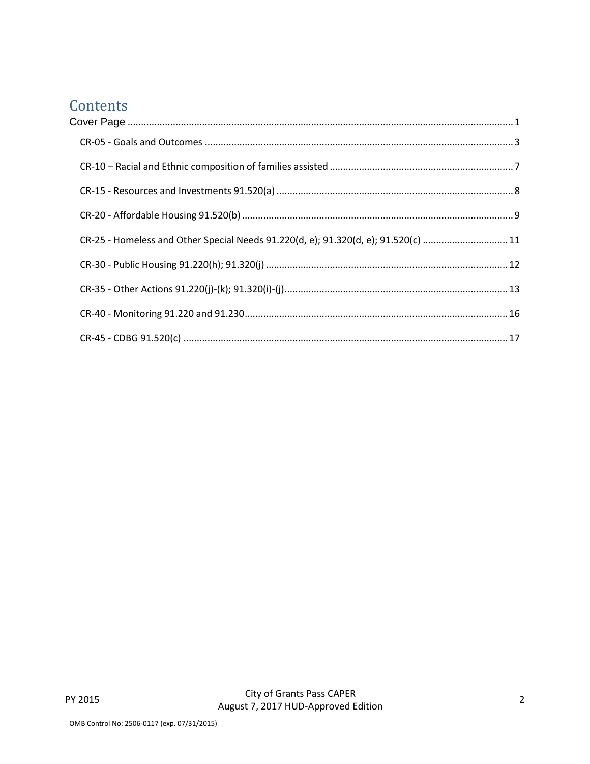# Contents

Cover Page ........................................................................................................................................ 1

CR-05 - Goals and Outcomes ............................................................................................................ 3

CR-10 – Racial and Ethnic composition of families assisted .............................................................. 7

CR-15 - Resources and Investments 91.520(a) .................................................................................. 8

CR-20 - Affordable Housing 91.520(b) ............................................................................................... 9

CR-25 - Homeless and Other Special Needs 91.220(d, e); 91.320(d, e); 91.520(c) ............................... 11

CR-30 - Public Housing 91.220(h); 91.320(j) .................................................................................... 12

CR-35 - Other Actions 91.220(j)-(k); 91.320(i)-(j) ............................................................................. 13

CR-40 - Monitoring 91.220 and 91.230 ............................................................................................. 16

CR-45 - CDBG 91.520(c) ................................................................................................................... 17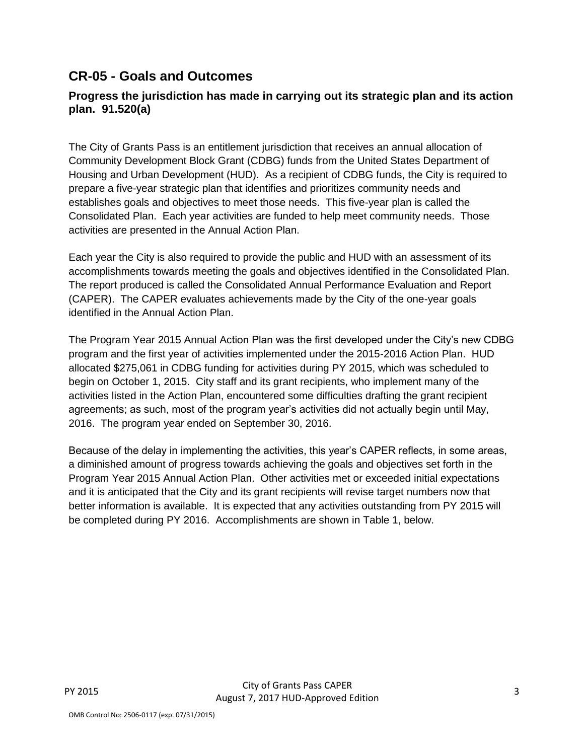## CR-05 - Goals and Outcomes

### Progress the jurisdiction has made in carrying out its strategic plan and its action plan. 91.520(a)

The City of Grants Pass is an entitlement jurisdiction that receives an annual allocation of Community Development Block Grant (CDBG) funds from the United States Department of Housing and Urban Development (HUD). As a recipient of CDBG funds, the City is required to prepare a five-year strategic plan that identifies and prioritizes community needs and establishes goals and objectives to meet those needs. This five-year plan is called the Consolidated Plan. Each year activities are funded to help meet community needs. Those activities are presented in the Annual Action Plan.

Each year the City is also required to provide the public and HUD with an assessment of its accomplishments towards meeting the goals and objectives identified in the Consolidated Plan. The report produced is called the Consolidated Annual Performance Evaluation and Report (CAPER). The CAPER evaluates achievements made by the City of the one-year goals identified in the Annual Action Plan.

The Program Year 2015 Annual Action Plan was the first developed under the City's new CDBG program and the first year of activities implemented under the 2015-2016 Action Plan. HUD allocated $275,061 in CDBG funding for activities during PY 2015, which was scheduled to begin on October 1, 2015. City staff and its grant recipients, who implement many of the activities listed in the Action Plan, encountered some difficulties drafting the grant recipient agreements; as such, most of the program year's activities did not actually begin until May, 2016. The program year ended on September 30, 2016.

Because of the delay in implementing the activities, this year's CAPER reflects, in some areas, a diminished amount of progress towards achieving the goals and objectives set forth in the Program Year 2015 Annual Action Plan. Other activities met or exceeded initial expectations and it is anticipated that the City and its grant recipients will revise target numbers now that better information is available. It is expected that any activities outstanding from PY 2015 will be completed during PY 2016. Accomplishments are shown in Table 1, below.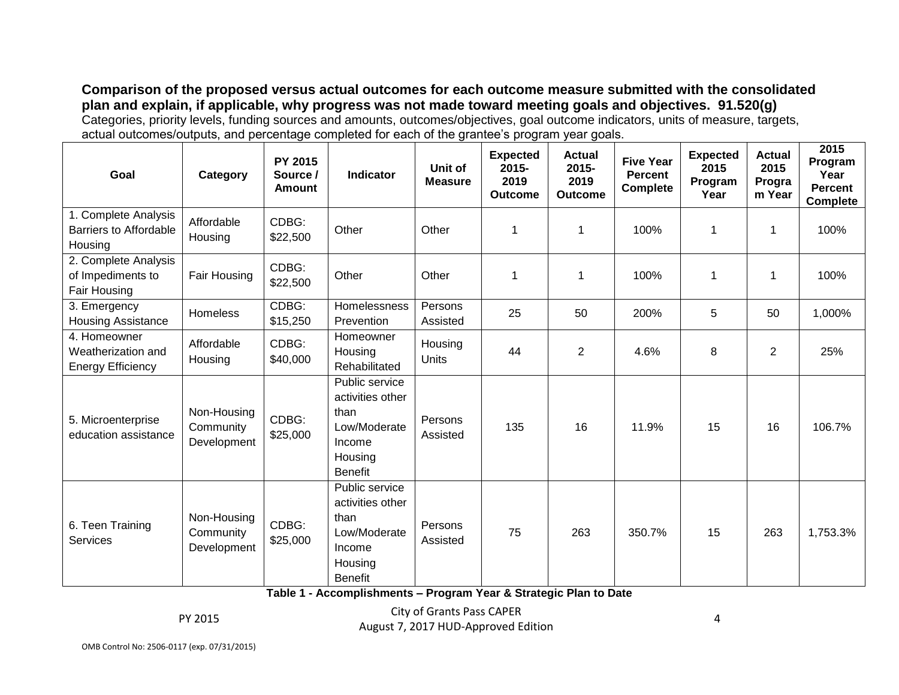**Comparison of the proposed versus actual outcomes for each outcome measure submitted with the consolidated plan and explain, if applicable, why progress was not made toward meeting goals and objectives. 91.520(g)**

Categories, priority levels, funding sources and amounts, outcomes/objectives, goal outcome indicators, units of measure, targets, actual outcomes/outputs, and percentage completed for each of the grantee's program year goals.

| Goal | Category | PY 2015 Source / Amount | Indicator | Unit of Measure | Expected 2015-2019 Outcome | Actual 2015-2019 Outcome | Five Year Percent Complete | Expected 2015 Program Year | Actual 2015 Program Year | 2015 Program Year Percent Complete |
|---|---|---|---|---|---|---|---|---|---|---|
| 1. Complete Analysis Barriers to Affordable Housing | Affordable Housing | CDBG: $22,500 | Other | Other | 1 | 1 | 100% | 1 | 1 | 100% |
| 2. Complete Analysis of Impediments to Fair Housing | Fair Housing | CDBG: $22,500 | Other | Other | 1 | 1 | 100% | 1 | 1 | 100% |
| 3. Emergency Housing Assistance | Homeless | CDBG: $15,250 | Homelessness Prevention | Persons Assisted | 25 | 50 | 200% | 5 | 50 | 1,000% |
| 4. Homeowner Weatherization and Energy Efficiency | Affordable Housing | CDBG: $40,000 | Homeowner Housing Rehabilitated | Housing Units | 44 | 2 | 4.6% | 8 | 2 | 25% |
| 5. Microenterprise education assistance | Non-Housing Community Development | CDBG: $25,000 | Public service activities other than Low/Moderate Income Housing Benefit | Persons Assisted | 135 | 16 | 11.9% | 15 | 16 | 106.7% |
| 6. Teen Training Services | Non-Housing Community Development | CDBG: $25,000 | Public service activities other than Low/Moderate Income Housing Benefit | Persons Assisted | 75 | 263 | 350.7% | 15 | 263 | 1,753.3% |

**Table 1 - Accomplishments – Program Year & Strategic Plan to Date**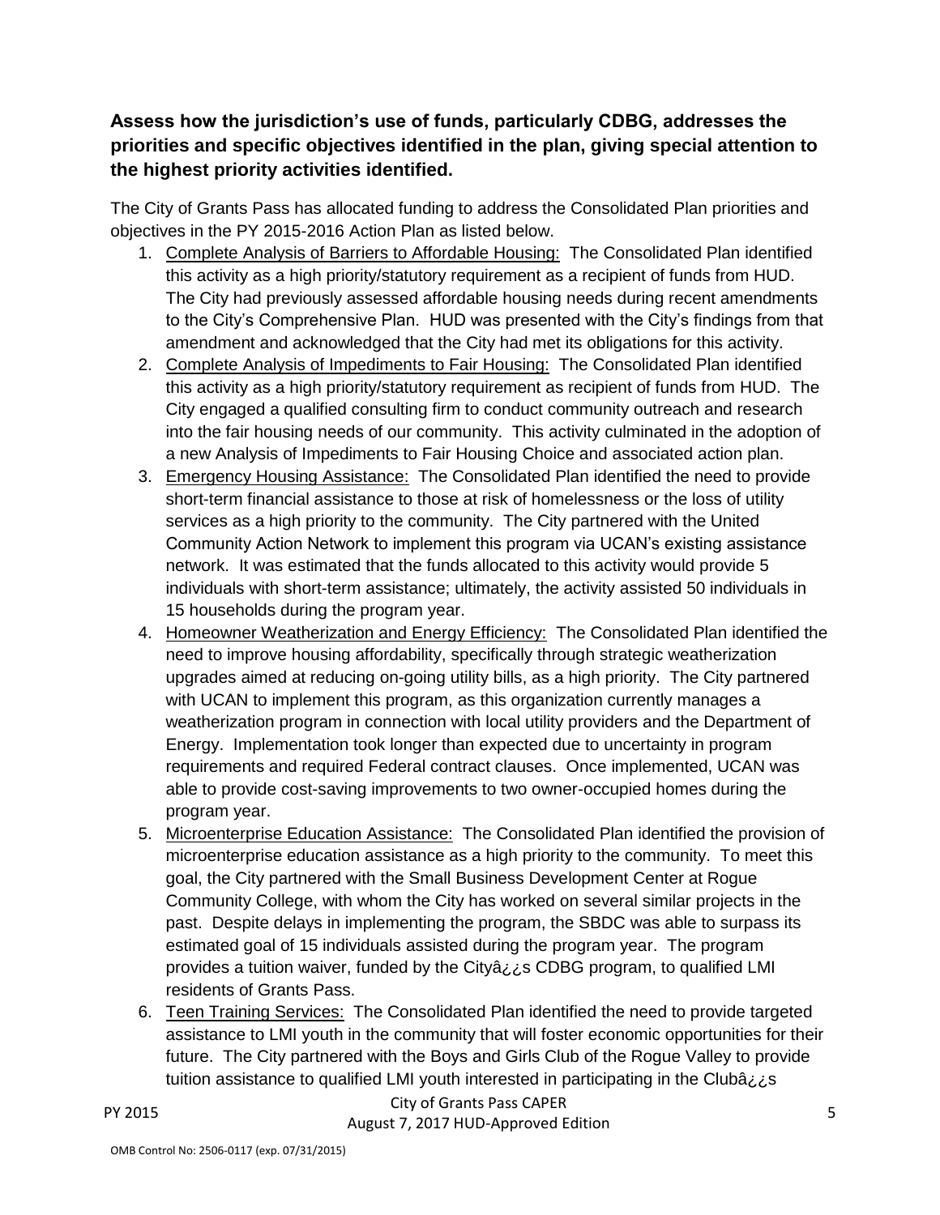**Assess how the jurisdiction's use of funds, particularly CDBG, addresses the priorities and specific objectives identified in the plan, giving special attention to the highest priority activities identified.**

The City of Grants Pass has allocated funding to address the Consolidated Plan priorities and objectives in the PY 2015-2016 Action Plan as listed below.

1. Complete Analysis of Barriers to Affordable Housing: The Consolidated Plan identified this activity as a high priority/statutory requirement as a recipient of funds from HUD. The City had previously assessed affordable housing needs during recent amendments to the City's Comprehensive Plan. HUD was presented with the City's findings from that amendment and acknowledged that the City had met its obligations for this activity.
2. Complete Analysis of Impediments to Fair Housing: The Consolidated Plan identified this activity as a high priority/statutory requirement as recipient of funds from HUD. The City engaged a qualified consulting firm to conduct community outreach and research into the fair housing needs of our community. This activity culminated in the adoption of a new Analysis of Impediments to Fair Housing Choice and associated action plan.
3. Emergency Housing Assistance: The Consolidated Plan identified the need to provide short-term financial assistance to those at risk of homelessness or the loss of utility services as a high priority to the community. The City partnered with the United Community Action Network to implement this program via UCAN's existing assistance network. It was estimated that the funds allocated to this activity would provide 5 individuals with short-term assistance; ultimately, the activity assisted 50 individuals in 15 households during the program year.
4. Homeowner Weatherization and Energy Efficiency: The Consolidated Plan identified the need to improve housing affordability, specifically through strategic weatherization upgrades aimed at reducing on-going utility bills, as a high priority. The City partnered with UCAN to implement this program, as this organization currently manages a weatherization program in connection with local utility providers and the Department of Energy. Implementation took longer than expected due to uncertainty in program requirements and required Federal contract clauses. Once implemented, UCAN was able to provide cost-saving improvements to two owner-occupied homes during the program year.
5. Microenterprise Education Assistance: The Consolidated Plan identified the provision of microenterprise education assistance as a high priority to the community. To meet this goal, the City partnered with the Small Business Development Center at Rogue Community College, with whom the City has worked on several similar projects in the past. Despite delays in implementing the program, the SBDC was able to surpass its estimated goal of 15 individuals assisted during the program year. The program provides a tuition waiver, funded by the Cityâ¿¿s CDBG program, to qualified LMI residents of Grants Pass.
6. Teen Training Services: The Consolidated Plan identified the need to provide targeted assistance to LMI youth in the community that will foster economic opportunities for their future. The City partnered with the Boys and Girls Club of the Rogue Valley to provide tuition assistance to qualified LMI youth interested in participating in the Clubâ¿¿s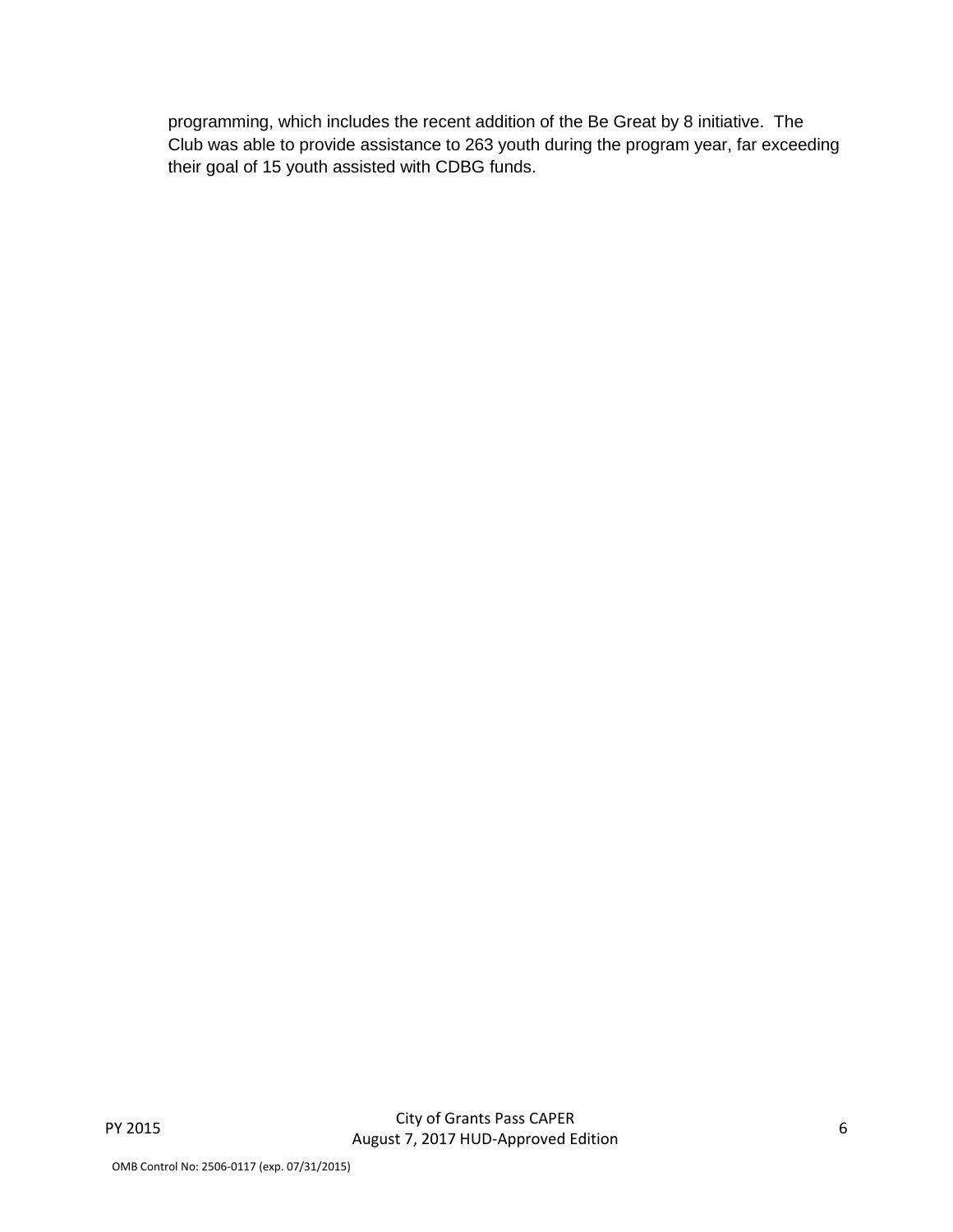programming, which includes the recent addition of the Be Great by 8 initiative. The Club was able to provide assistance to 263 youth during the program year, far exceeding their goal of 15 youth assisted with CDBG funds.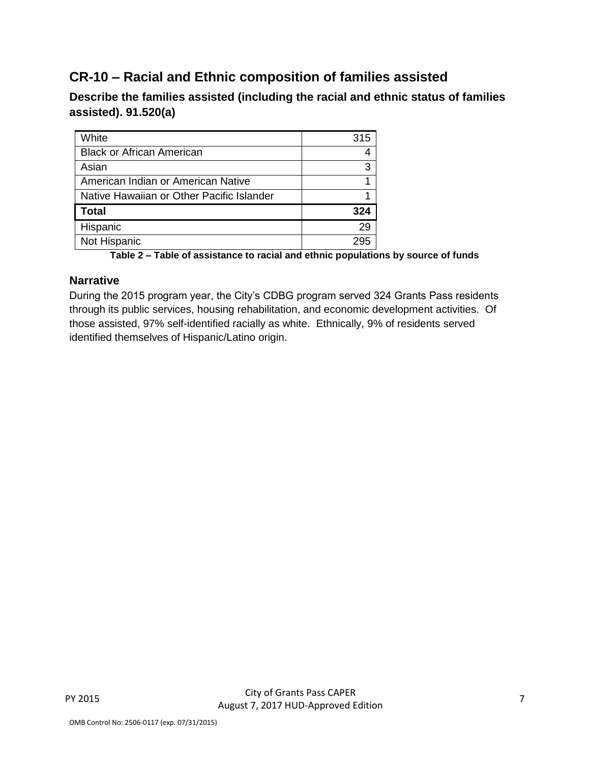## CR-10 – Racial and Ethnic composition of families assisted

### Describe the families assisted (including the racial and ethnic status of families assisted). 91.520(a)

| | |
|---|---|
| White | 315 |
| Black or African American | 4 |
| Asian | 3 |
| American Indian or American Native | 1 |
| Native Hawaiian or Other Pacific Islander | 1 |
| **Total** | **324** |
| Hispanic | 29 |
| Not Hispanic | 295 |

**Table 2 – Table of assistance to racial and ethnic populations by source of funds**

### Narrative

During the 2015 program year, the City's CDBG program served 324 Grants Pass residents through its public services, housing rehabilitation, and economic development activities. Of those assisted, 97% self-identified racially as white. Ethnically, 9% of residents served identified themselves of Hispanic/Latino origin.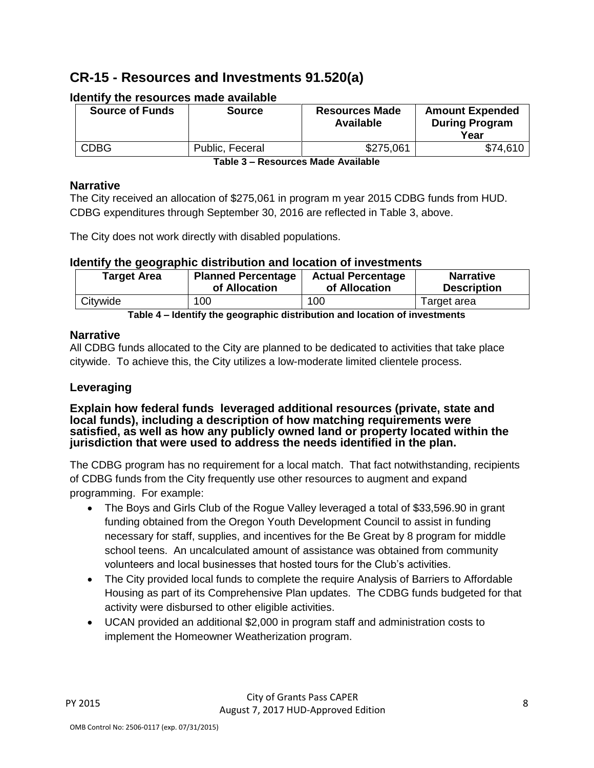## CR-15 - Resources and Investments 91.520(a)

### Identify the resources made available

| Source of Funds | Source | Resources Made Available | Amount Expended During Program Year |
|---|---|---|---|
| CDBG | Public, Feceral | \$275,061 | \$74,610 |

**Table 3 – Resources Made Available**

### Narrative

The City received an allocation of \$275,061 in program m year 2015 CDBG funds from HUD. CDBG expenditures through September 30, 2016 are reflected in Table 3, above.

The City does not work directly with disabled populations.

### Identify the geographic distribution and location of investments

| Target Area | Planned Percentage of Allocation | Actual Percentage of Allocation | Narrative Description |
|---|---|---|---|
| Citywide | 100 | 100 | Target area |

**Table 4 – Identify the geographic distribution and location of investments**

### Narrative

All CDBG funds allocated to the City are planned to be dedicated to activities that take place citywide. To achieve this, the City utilizes a low-moderate limited clientele process.

### Leveraging

**Explain how federal funds leveraged additional resources (private, state and local funds), including a description of how matching requirements were satisfied, as well as how any publicly owned land or property located within the jurisdiction that were used to address the needs identified in the plan.**

The CDBG program has no requirement for a local match. That fact notwithstanding, recipients of CDBG funds from the City frequently use other resources to augment and expand programming. For example:

- The Boys and Girls Club of the Rogue Valley leveraged a total of \$33,596.90 in grant funding obtained from the Oregon Youth Development Council to assist in funding necessary for staff, supplies, and incentives for the Be Great by 8 program for middle school teens. An uncalculated amount of assistance was obtained from community volunteers and local businesses that hosted tours for the Club's activities.
- The City provided local funds to complete the require Analysis of Barriers to Affordable Housing as part of its Comprehensive Plan updates. The CDBG funds budgeted for that activity were disbursed to other eligible activities.
- UCAN provided an additional \$2,000 in program staff and administration costs to implement the Homeowner Weatherization program.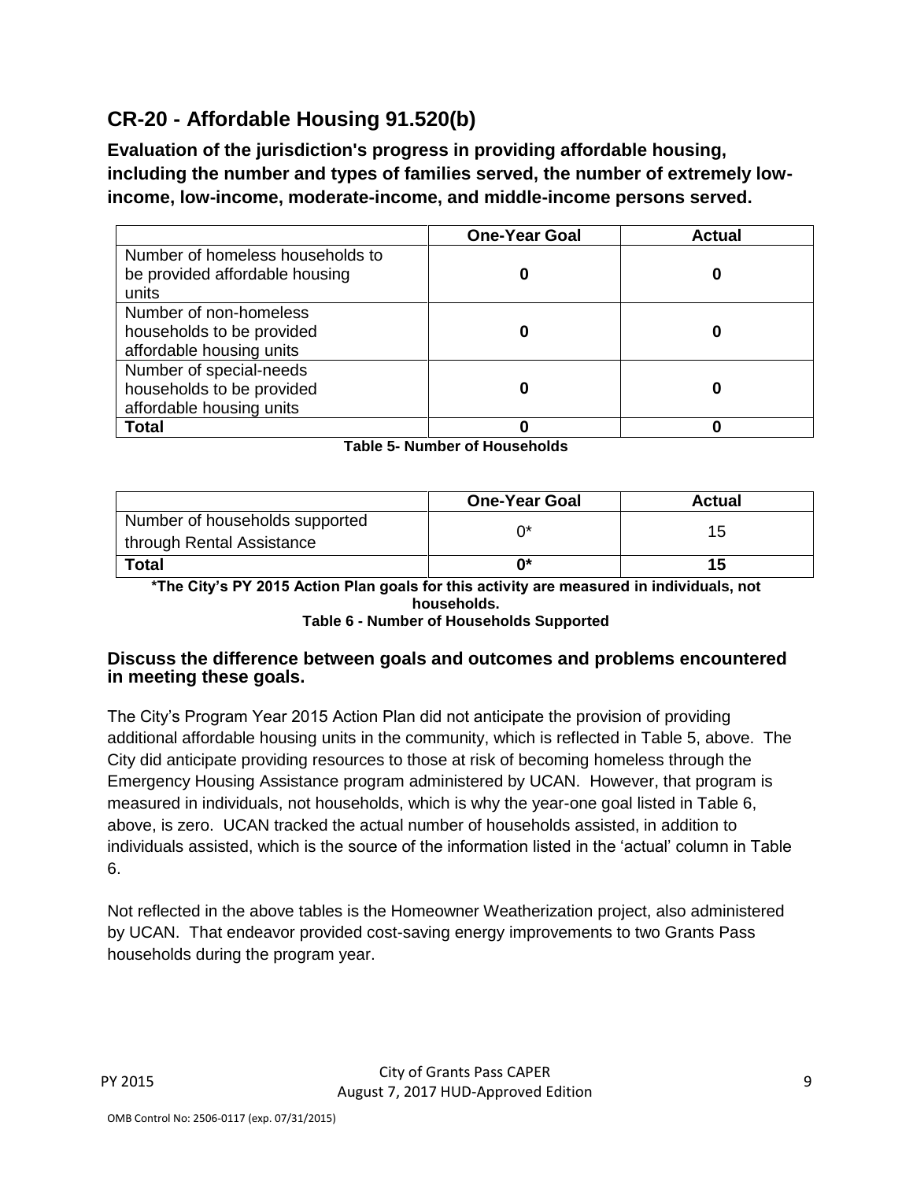## CR-20 - Affordable Housing 91.520(b)

**Evaluation of the jurisdiction's progress in providing affordable housing, including the number and types of families served, the number of extremely low-income, low-income, moderate-income, and middle-income persons served.**

| | One-Year Goal | Actual |
|---|---|---|
| Number of homeless households to be provided affordable housing units | **0** | **0** |
| Number of non-homeless households to be provided affordable housing units | **0** | **0** |
| Number of special-needs households to be provided affordable housing units | **0** | **0** |
| **Total** | **0** | **0** |

**Table 5- Number of Households**

| | One-Year Goal | Actual |
|---|---|---|
| Number of households supported through Rental Assistance | 0* | 15 |
| **Total** | **0*** | **15** |

**\*The City's PY 2015 Action Plan goals for this activity are measured in individuals, not households.**

**Table 6 - Number of Households Supported**

### Discuss the difference between goals and outcomes and problems encountered in meeting these goals.

The City's Program Year 2015 Action Plan did not anticipate the provision of providing additional affordable housing units in the community, which is reflected in Table 5, above. The City did anticipate providing resources to those at risk of becoming homeless through the Emergency Housing Assistance program administered by UCAN. However, that program is measured in individuals, not households, which is why the year-one goal listed in Table 6, above, is zero. UCAN tracked the actual number of households assisted, in addition to individuals assisted, which is the source of the information listed in the 'actual' column in Table 6.

Not reflected in the above tables is the Homeowner Weatherization project, also administered by UCAN. That endeavor provided cost-saving energy improvements to two Grants Pass households during the program year.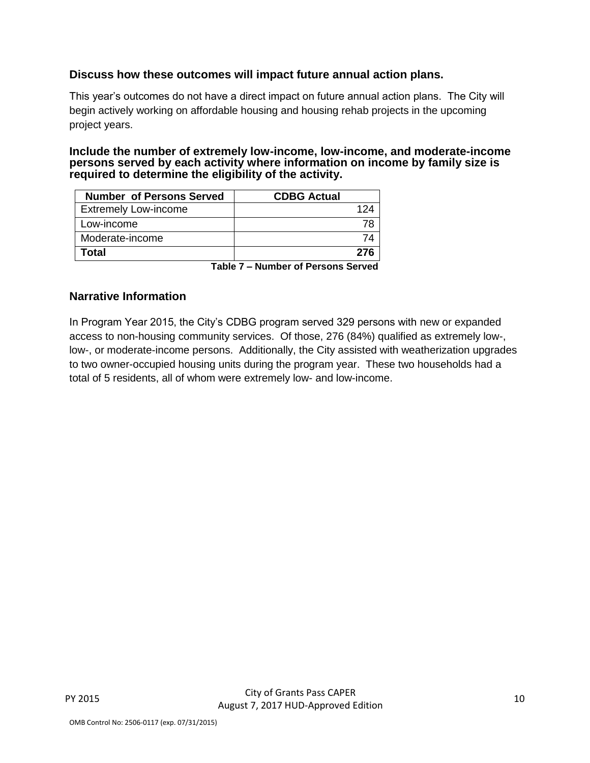## Discuss how these outcomes will impact future annual action plans.

This year's outcomes do not have a direct impact on future annual action plans. The City will begin actively working on affordable housing and housing rehab projects in the upcoming project years.

**Include the number of extremely low-income, low-income, and moderate-income persons served by each activity where information on income by family size is required to determine the eligibility of the activity.**

| Number of Persons Served | CDBG Actual |
|---|---|
| Extremely Low-income | 124 |
| Low-income | 78 |
| Moderate-income | 74 |
| **Total** | **276** |

**Table 7 – Number of Persons Served**

## Narrative Information

In Program Year 2015, the City's CDBG program served 329 persons with new or expanded access to non-housing community services. Of those, 276 (84%) qualified as extremely low-, low-, or moderate-income persons. Additionally, the City assisted with weatherization upgrades to two owner-occupied housing units during the program year. These two households had a total of 5 residents, all of whom were extremely low- and low-income.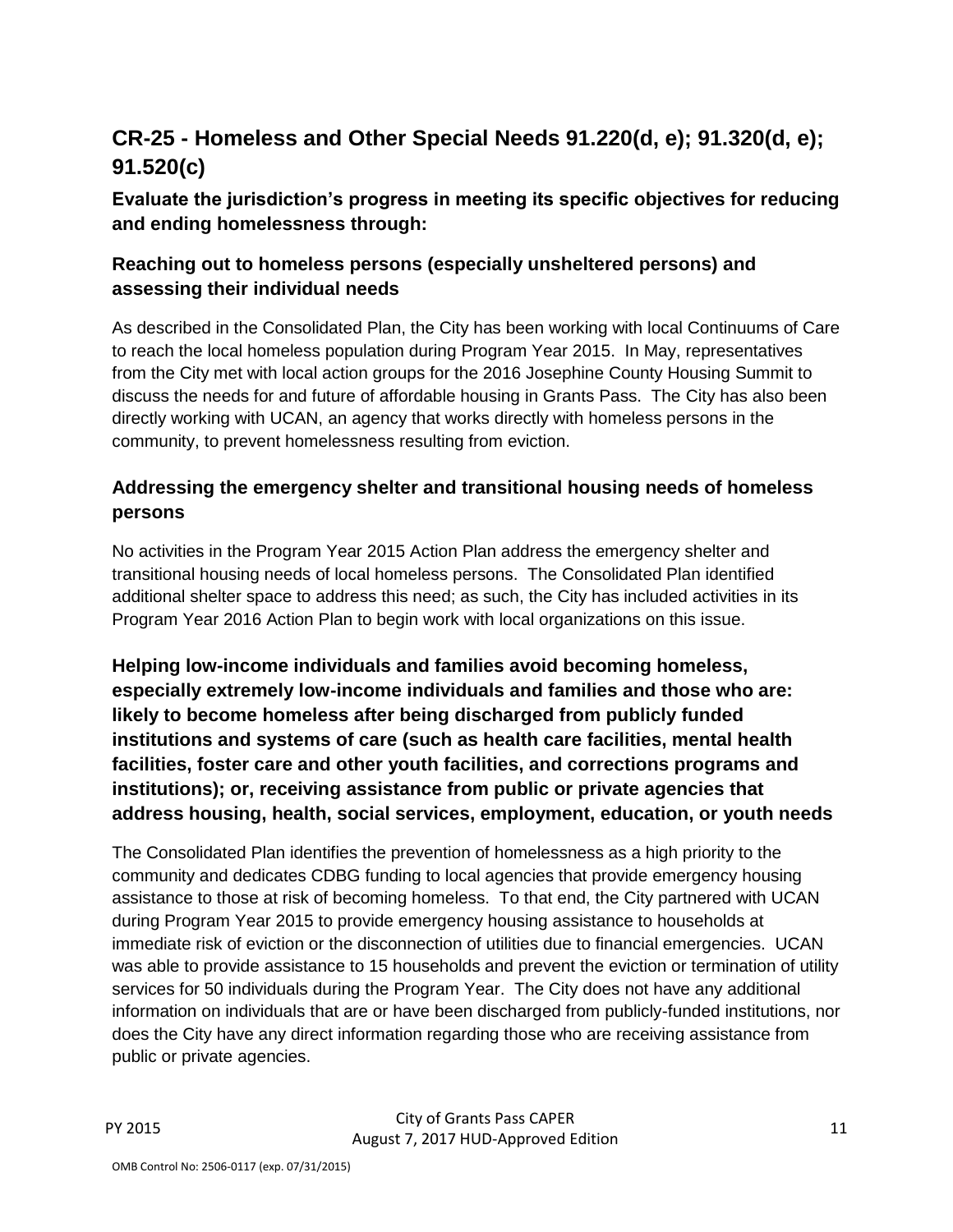## CR-25 - Homeless and Other Special Needs 91.220(d, e); 91.320(d, e); 91.520(c)

### Evaluate the jurisdiction's progress in meeting its specific objectives for reducing and ending homelessness through:

### Reaching out to homeless persons (especially unsheltered persons) and assessing their individual needs

As described in the Consolidated Plan, the City has been working with local Continuums of Care to reach the local homeless population during Program Year 2015. In May, representatives from the City met with local action groups for the 2016 Josephine County Housing Summit to discuss the needs for and future of affordable housing in Grants Pass. The City has also been directly working with UCAN, an agency that works directly with homeless persons in the community, to prevent homelessness resulting from eviction.

### Addressing the emergency shelter and transitional housing needs of homeless persons

No activities in the Program Year 2015 Action Plan address the emergency shelter and transitional housing needs of local homeless persons. The Consolidated Plan identified additional shelter space to address this need; as such, the City has included activities in its Program Year 2016 Action Plan to begin work with local organizations on this issue.

### Helping low-income individuals and families avoid becoming homeless, especially extremely low-income individuals and families and those who are: likely to become homeless after being discharged from publicly funded institutions and systems of care (such as health care facilities, mental health facilities, foster care and other youth facilities, and corrections programs and institutions); or, receiving assistance from public or private agencies that address housing, health, social services, employment, education, or youth needs

The Consolidated Plan identifies the prevention of homelessness as a high priority to the community and dedicates CDBG funding to local agencies that provide emergency housing assistance to those at risk of becoming homeless. To that end, the City partnered with UCAN during Program Year 2015 to provide emergency housing assistance to households at immediate risk of eviction or the disconnection of utilities due to financial emergencies. UCAN was able to provide assistance to 15 households and prevent the eviction or termination of utility services for 50 individuals during the Program Year. The City does not have any additional information on individuals that are or have been discharged from publicly-funded institutions, nor does the City have any direct information regarding those who are receiving assistance from public or private agencies.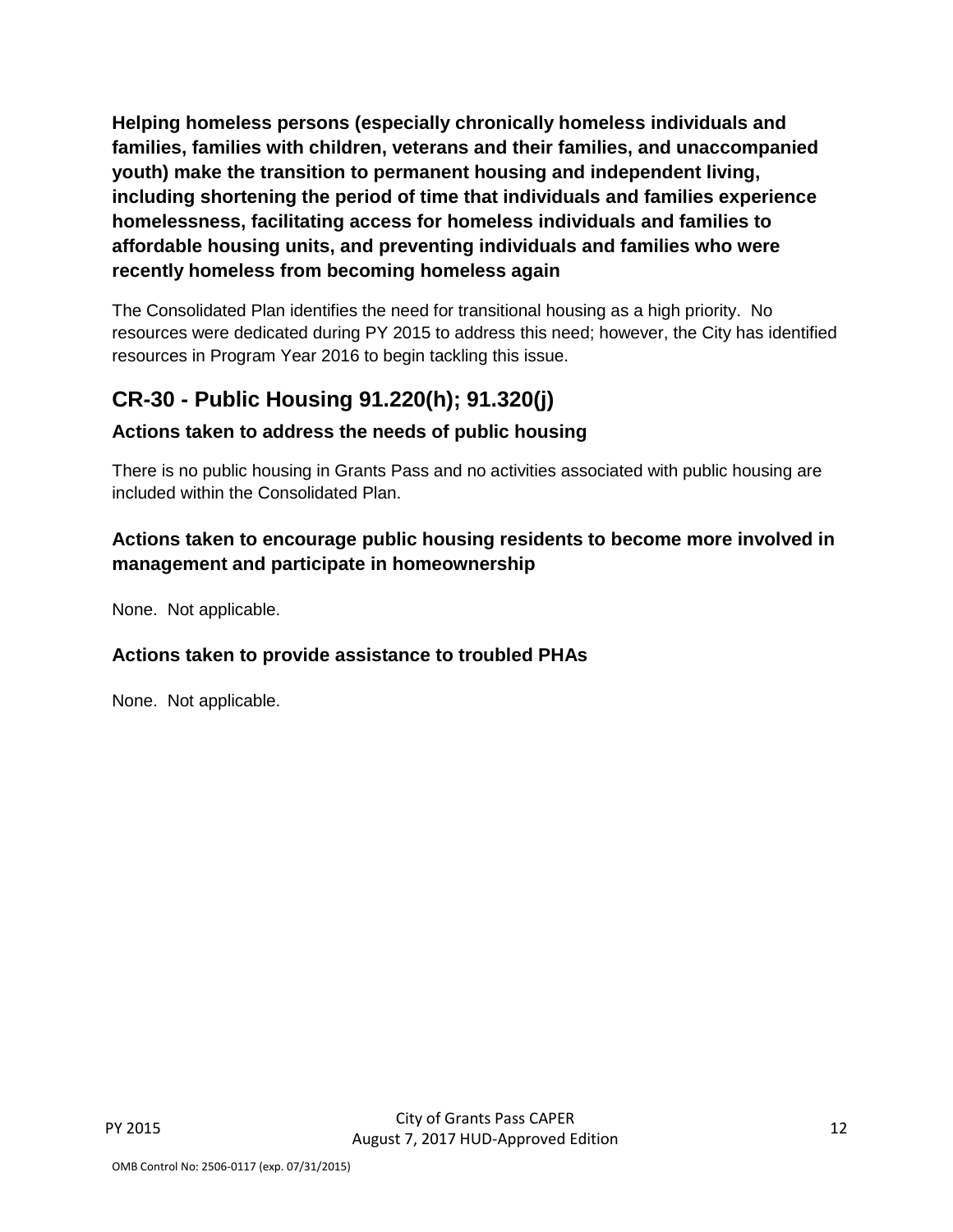**Helping homeless persons (especially chronically homeless individuals and families, families with children, veterans and their families, and unaccompanied youth) make the transition to permanent housing and independent living, including shortening the period of time that individuals and families experience homelessness, facilitating access for homeless individuals and families to affordable housing units, and preventing individuals and families who were recently homeless from becoming homeless again**

The Consolidated Plan identifies the need for transitional housing as a high priority. No resources were dedicated during PY 2015 to address this need; however, the City has identified resources in Program Year 2016 to begin tackling this issue.

## CR-30 - Public Housing 91.220(h); 91.320(j)

### Actions taken to address the needs of public housing

There is no public housing in Grants Pass and no activities associated with public housing are included within the Consolidated Plan.

### Actions taken to encourage public housing residents to become more involved in management and participate in homeownership

None. Not applicable.

### Actions taken to provide assistance to troubled PHAs

None. Not applicable.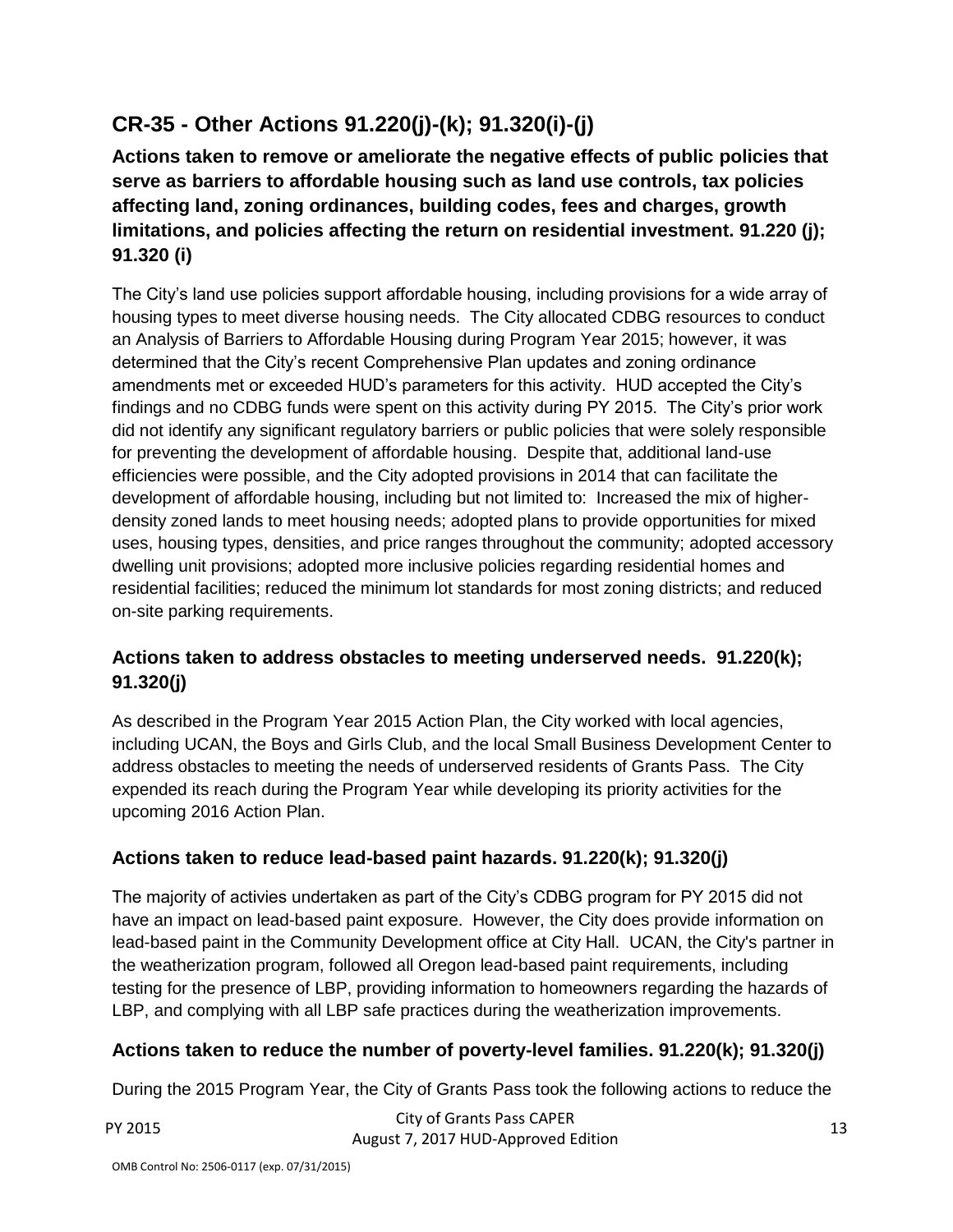## CR-35 - Other Actions 91.220(j)-(k); 91.320(i)-(j)

### Actions taken to remove or ameliorate the negative effects of public policies that serve as barriers to affordable housing such as land use controls, tax policies affecting land, zoning ordinances, building codes, fees and charges, growth limitations, and policies affecting the return on residential investment. 91.220 (j); 91.320 (i)

The City's land use policies support affordable housing, including provisions for a wide array of housing types to meet diverse housing needs. The City allocated CDBG resources to conduct an Analysis of Barriers to Affordable Housing during Program Year 2015; however, it was determined that the City's recent Comprehensive Plan updates and zoning ordinance amendments met or exceeded HUD's parameters for this activity. HUD accepted the City's findings and no CDBG funds were spent on this activity during PY 2015. The City's prior work did not identify any significant regulatory barriers or public policies that were solely responsible for preventing the development of affordable housing. Despite that, additional land-use efficiencies were possible, and the City adopted provisions in 2014 that can facilitate the development of affordable housing, including but not limited to: Increased the mix of higher-density zoned lands to meet housing needs; adopted plans to provide opportunities for mixed uses, housing types, densities, and price ranges throughout the community; adopted accessory dwelling unit provisions; adopted more inclusive policies regarding residential homes and residential facilities; reduced the minimum lot standards for most zoning districts; and reduced on-site parking requirements.

### Actions taken to address obstacles to meeting underserved needs. 91.220(k); 91.320(j)

As described in the Program Year 2015 Action Plan, the City worked with local agencies, including UCAN, the Boys and Girls Club, and the local Small Business Development Center to address obstacles to meeting the needs of underserved residents of Grants Pass. The City expended its reach during the Program Year while developing its priority activities for the upcoming 2016 Action Plan.

### Actions taken to reduce lead-based paint hazards. 91.220(k); 91.320(j)

The majority of activies undertaken as part of the City's CDBG program for PY 2015 did not have an impact on lead-based paint exposure. However, the City does provide information on lead-based paint in the Community Development office at City Hall. UCAN, the City's partner in the weatherization program, followed all Oregon lead-based paint requirements, including testing for the presence of LBP, providing information to homeowners regarding the hazards of LBP, and complying with all LBP safe practices during the weatherization improvements.

### Actions taken to reduce the number of poverty-level families. 91.220(k); 91.320(j)

During the 2015 Program Year, the City of Grants Pass took the following actions to reduce the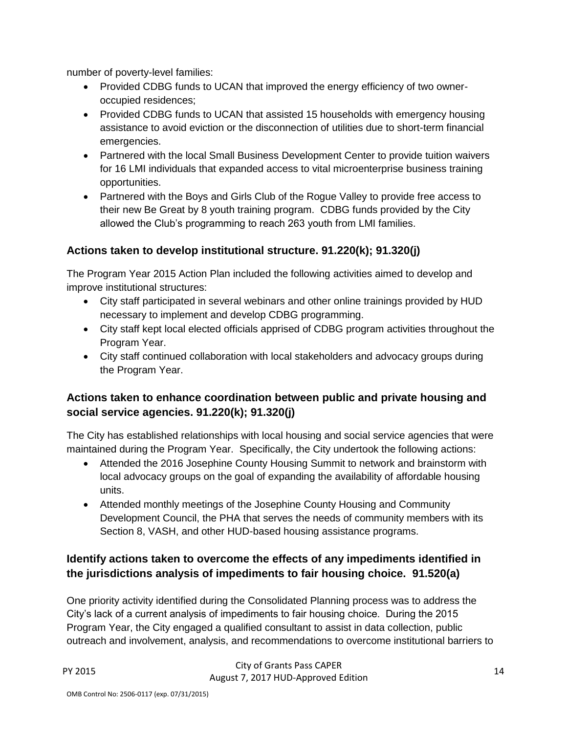number of poverty-level families:

- Provided CDBG funds to UCAN that improved the energy efficiency of two owner-occupied residences;
- Provided CDBG funds to UCAN that assisted 15 households with emergency housing assistance to avoid eviction or the disconnection of utilities due to short-term financial emergencies.
- Partnered with the local Small Business Development Center to provide tuition waivers for 16 LMI individuals that expanded access to vital microenterprise business training opportunities.
- Partnered with the Boys and Girls Club of the Rogue Valley to provide free access to their new Be Great by 8 youth training program. CDBG funds provided by the City allowed the Club's programming to reach 263 youth from LMI families.

## Actions taken to develop institutional structure. 91.220(k); 91.320(j)

The Program Year 2015 Action Plan included the following activities aimed to develop and improve institutional structures:

- City staff participated in several webinars and other online trainings provided by HUD necessary to implement and develop CDBG programming.
- City staff kept local elected officials apprised of CDBG program activities throughout the Program Year.
- City staff continued collaboration with local stakeholders and advocacy groups during the Program Year.

## Actions taken to enhance coordination between public and private housing and social service agencies. 91.220(k); 91.320(j)

The City has established relationships with local housing and social service agencies that were maintained during the Program Year. Specifically, the City undertook the following actions:

- Attended the 2016 Josephine County Housing Summit to network and brainstorm with local advocacy groups on the goal of expanding the availability of affordable housing units.
- Attended monthly meetings of the Josephine County Housing and Community Development Council, the PHA that serves the needs of community members with its Section 8, VASH, and other HUD-based housing assistance programs.

## Identify actions taken to overcome the effects of any impediments identified in the jurisdictions analysis of impediments to fair housing choice. 91.520(a)

One priority activity identified during the Consolidated Planning process was to address the City's lack of a current analysis of impediments to fair housing choice. During the 2015 Program Year, the City engaged a qualified consultant to assist in data collection, public outreach and involvement, analysis, and recommendations to overcome institutional barriers to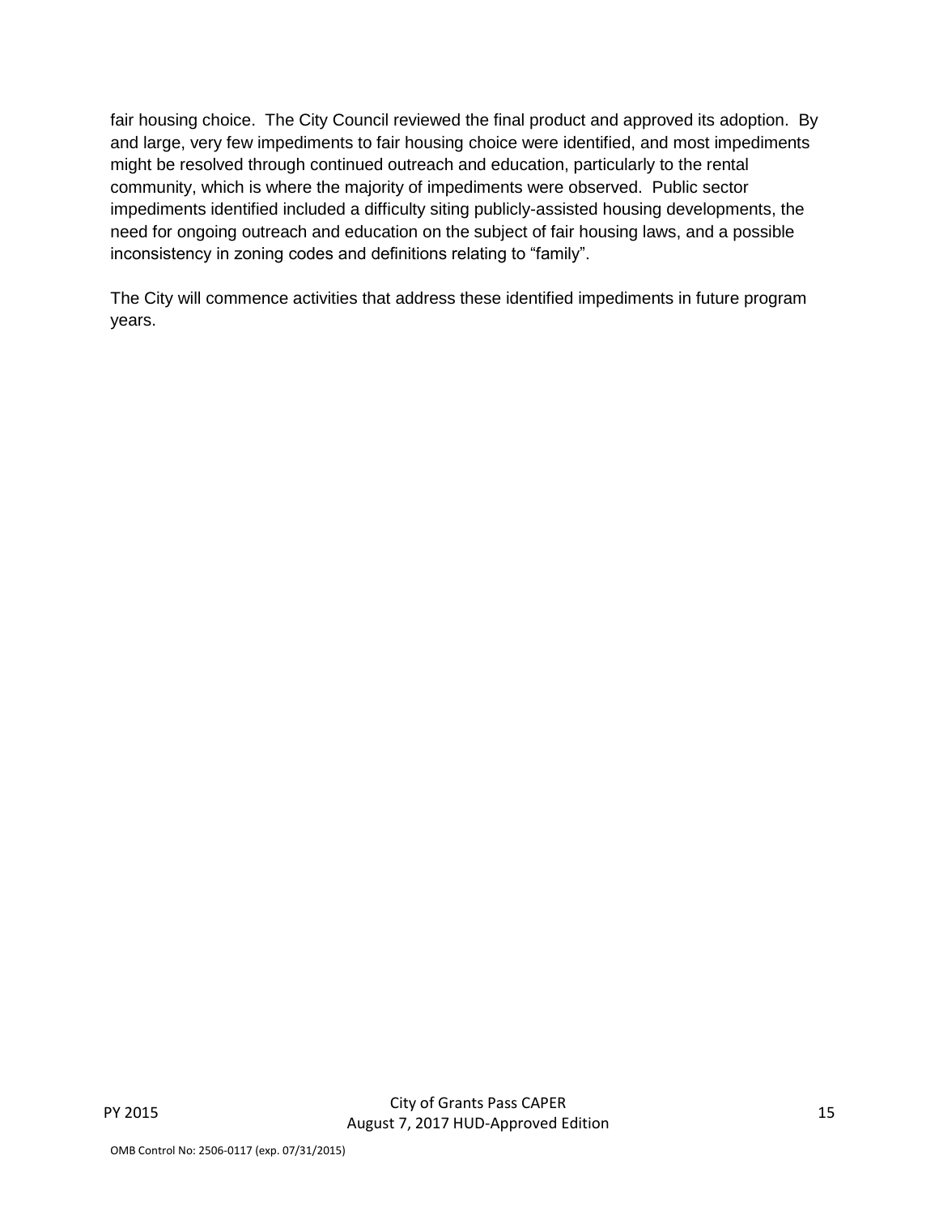fair housing choice. The City Council reviewed the final product and approved its adoption. By and large, very few impediments to fair housing choice were identified, and most impediments might be resolved through continued outreach and education, particularly to the rental community, which is where the majority of impediments were observed. Public sector impediments identified included a difficulty siting publicly-assisted housing developments, the need for ongoing outreach and education on the subject of fair housing laws, and a possible inconsistency in zoning codes and definitions relating to "family".

The City will commence activities that address these identified impediments in future program years.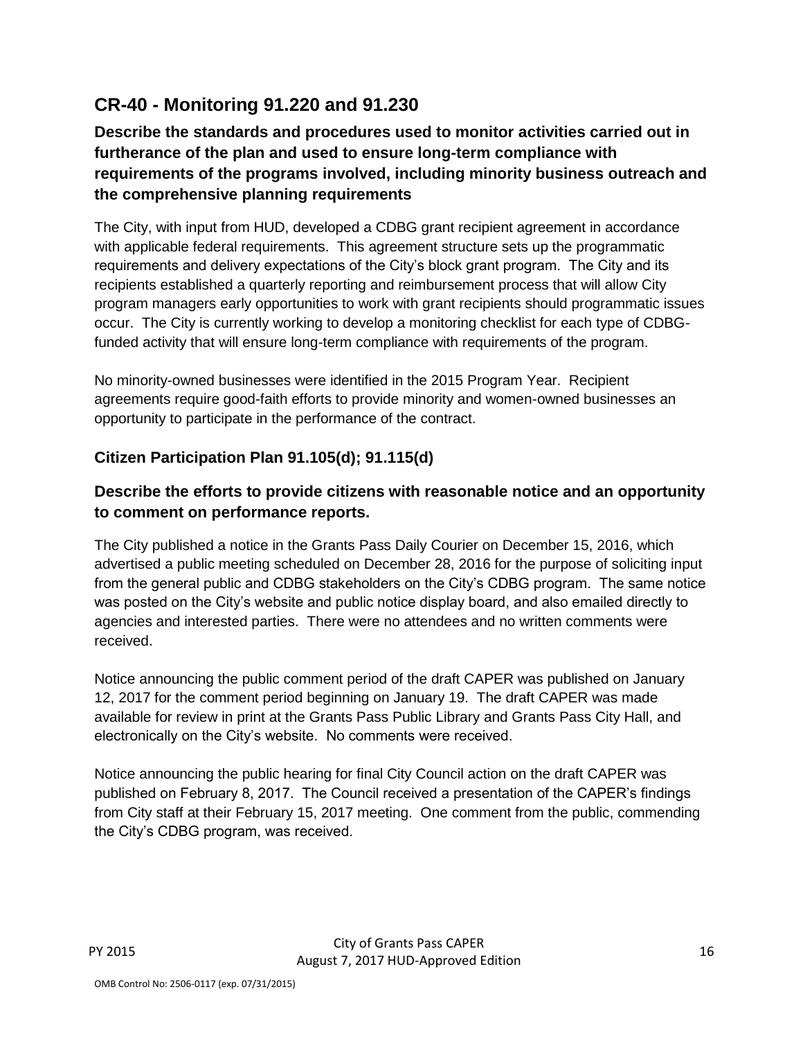## CR-40 - Monitoring 91.220 and 91.230

### Describe the standards and procedures used to monitor activities carried out in furtherance of the plan and used to ensure long-term compliance with requirements of the programs involved, including minority business outreach and the comprehensive planning requirements

The City, with input from HUD, developed a CDBG grant recipient agreement in accordance with applicable federal requirements. This agreement structure sets up the programmatic requirements and delivery expectations of the City's block grant program. The City and its recipients established a quarterly reporting and reimbursement process that will allow City program managers early opportunities to work with grant recipients should programmatic issues occur. The City is currently working to develop a monitoring checklist for each type of CDBG-funded activity that will ensure long-term compliance with requirements of the program.

No minority-owned businesses were identified in the 2015 Program Year. Recipient agreements require good-faith efforts to provide minority and women-owned businesses an opportunity to participate in the performance of the contract.

### Citizen Participation Plan 91.105(d); 91.115(d)

### Describe the efforts to provide citizens with reasonable notice and an opportunity to comment on performance reports.

The City published a notice in the Grants Pass Daily Courier on December 15, 2016, which advertised a public meeting scheduled on December 28, 2016 for the purpose of soliciting input from the general public and CDBG stakeholders on the City's CDBG program. The same notice was posted on the City's website and public notice display board, and also emailed directly to agencies and interested parties. There were no attendees and no written comments were received.

Notice announcing the public comment period of the draft CAPER was published on January 12, 2017 for the comment period beginning on January 19. The draft CAPER was made available for review in print at the Grants Pass Public Library and Grants Pass City Hall, and electronically on the City's website. No comments were received.

Notice announcing the public hearing for final City Council action on the draft CAPER was published on February 8, 2017. The Council received a presentation of the CAPER's findings from City staff at their February 15, 2017 meeting. One comment from the public, commending the City's CDBG program, was received.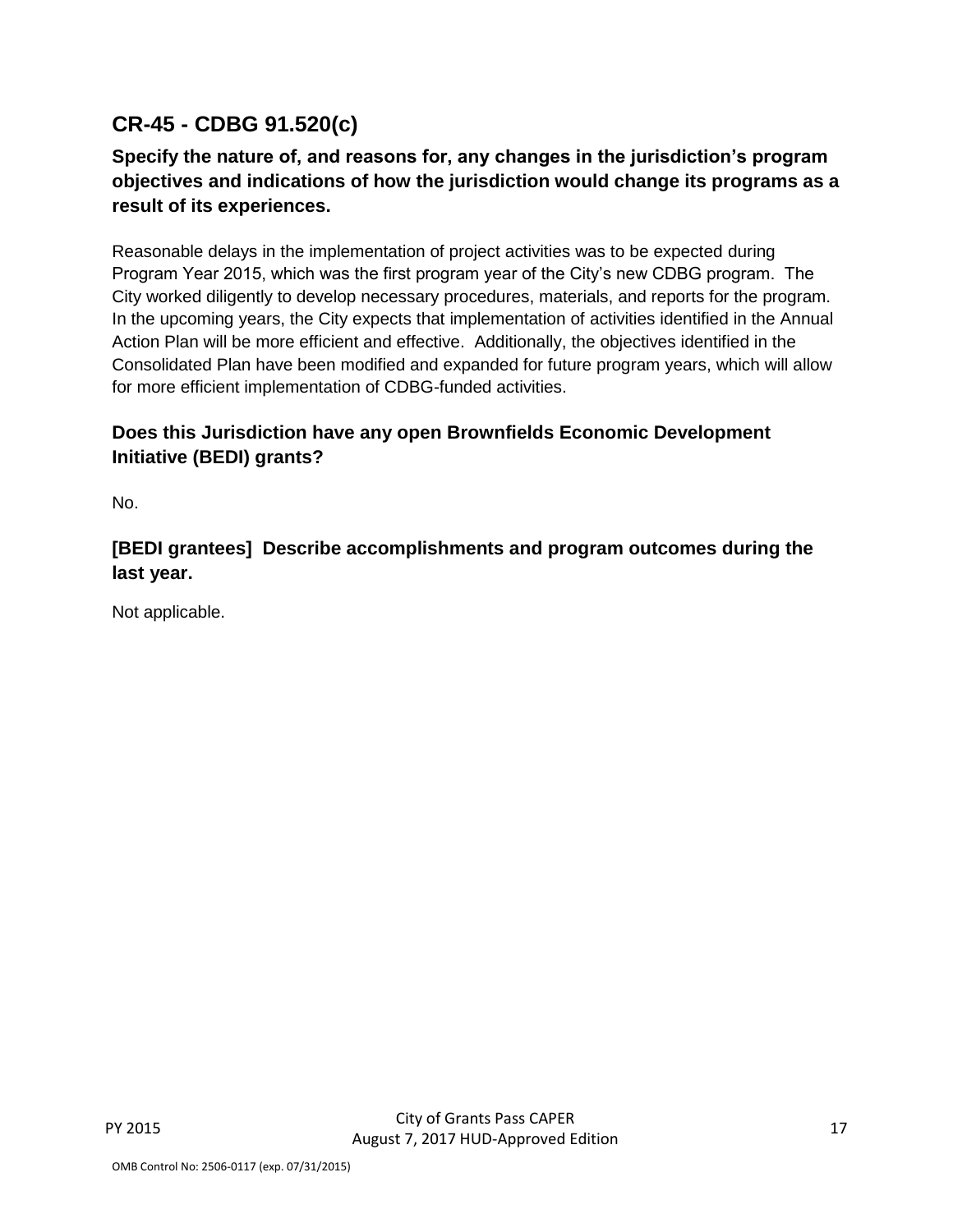## CR-45 - CDBG 91.520(c)

### Specify the nature of, and reasons for, any changes in the jurisdiction's program objectives and indications of how the jurisdiction would change its programs as a result of its experiences.

Reasonable delays in the implementation of project activities was to be expected during Program Year 2015, which was the first program year of the City's new CDBG program. The City worked diligently to develop necessary procedures, materials, and reports for the program. In the upcoming years, the City expects that implementation of activities identified in the Annual Action Plan will be more efficient and effective. Additionally, the objectives identified in the Consolidated Plan have been modified and expanded for future program years, which will allow for more efficient implementation of CDBG-funded activities.

### Does this Jurisdiction have any open Brownfields Economic Development Initiative (BEDI) grants?

No.

### [BEDI grantees] Describe accomplishments and program outcomes during the last year.

Not applicable.